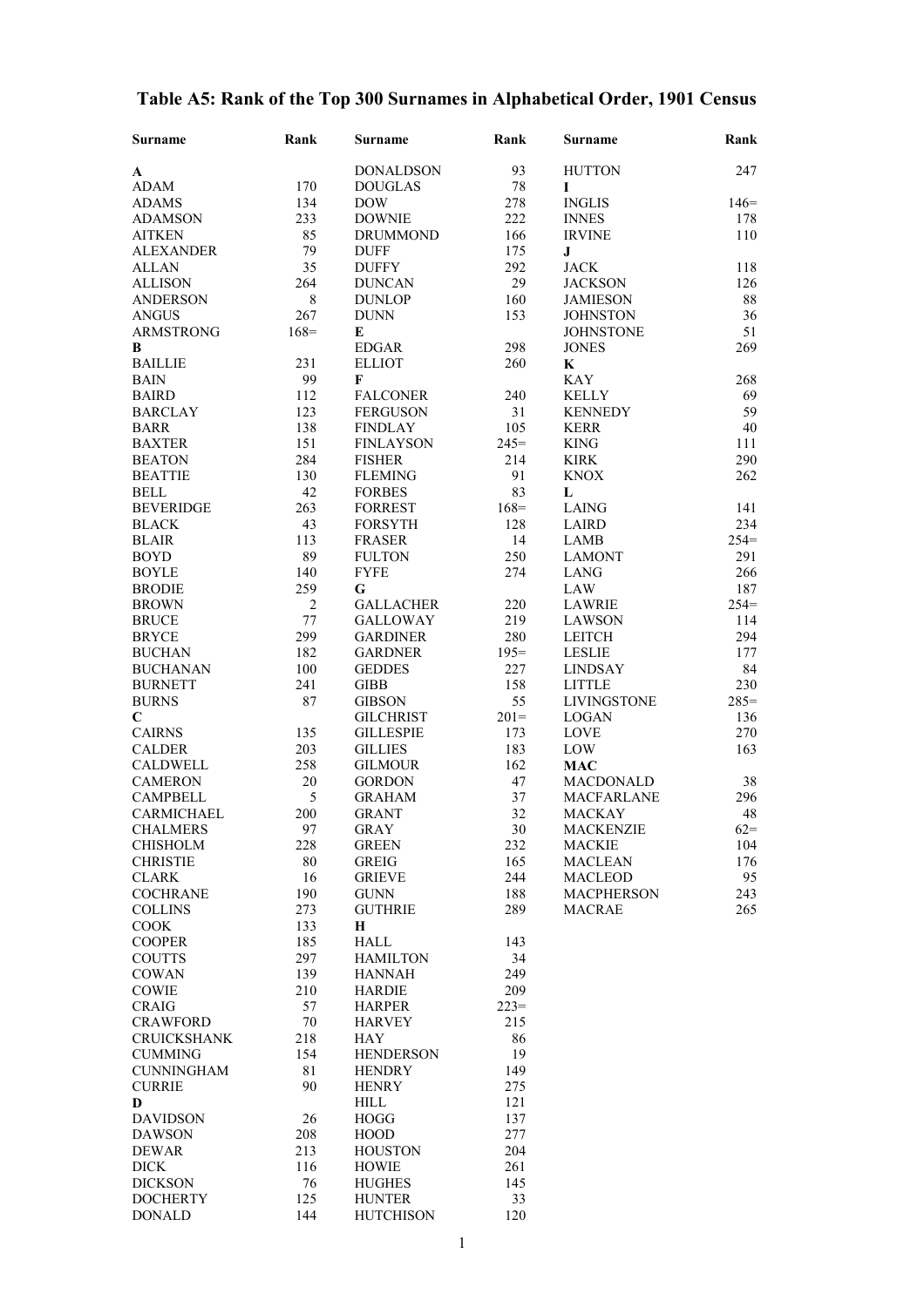# Table A5: Rank of the Top 300 Surnames in Alphabetical Order, 1901 Census

| Surname | Rank |
|---|---|
| **A** | |
| ADAM | 170 |
| ADAMS | 134 |
| ADAMSON | 233 |
| AITKEN | 85 |
| ALEXANDER | 79 |
| ALLAN | 35 |
| ALLISON | 264 |
| ANDERSON | 8 |
| ANGUS | 267 |
| ARMSTRONG | 168= |
| **B** | |
| BAILLIE | 231 |
| BAIN | 99 |
| BAIRD | 112 |
| BARCLAY | 123 |
| BARR | 138 |
| BAXTER | 151 |
| BEATON | 284 |
| BEATTIE | 130 |
| BELL | 42 |
| BEVERIDGE | 263 |
| BLACK | 43 |
| BLAIR | 113 |
| BOYD | 89 |
| BOYLE | 140 |
| BRODIE | 259 |
| BROWN | 2 |
| BRUCE | 77 |
| BRYCE | 299 |
| BUCHAN | 182 |
| BUCHANAN | 100 |
| BURNETT | 241 |
| BURNS | 87 |
| **C** | |
| CAIRNS | 135 |
| CALDER | 203 |
| CALDWELL | 258 |
| CAMERON | 20 |
| CAMPBELL | 5 |
| CARMICHAEL | 200 |
| CHALMERS | 97 |
| CHISHOLM | 228 |
| CHRISTIE | 80 |
| CLARK | 16 |
| COCHRANE | 190 |
| COLLINS | 273 |
| COOK | 133 |
| COOPER | 185 |
| COUTTS | 297 |
| COWAN | 139 |
| COWIE | 210 |
| CRAIG | 57 |
| CRAWFORD | 70 |
| CRUICKSHANK | 218 |
| CUMMING | 154 |
| CUNNINGHAM | 81 |
| CURRIE | 90 |
| **D** | |
| DAVIDSON | 26 |
| DAWSON | 208 |
| DEWAR | 213 |
| DICK | 116 |
| DICKSON | 76 |
| DOCHERTY | 125 |
| DONALD | 144 |
| DONALDSON | 93 |
| DOUGLAS | 78 |
| DOW | 278 |
| DOWNIE | 222 |
| DRUMMOND | 166 |
| DUFF | 175 |
| DUFFY | 292 |
| DUNCAN | 29 |
| DUNLOP | 160 |
| DUNN | 153 |
| **E** | |
| EDGAR | 298 |
| ELLIOT | 260 |
| **F** | |
| FALCONER | 240 |
| FERGUSON | 31 |
| FINDLAY | 105 |
| FINLAYSON | 245= |
| FISHER | 214 |
| FLEMING | 91 |
| FORBES | 83 |
| FORREST | 168= |
| FORSYTH | 128 |
| FRASER | 14 |
| FULTON | 250 |
| FYFE | 274 |
| **G** | |
| GALLACHER | 220 |
| GALLOWAY | 219 |
| GARDINER | 280 |
| GARDNER | 195= |
| GEDDES | 227 |
| GIBB | 158 |
| GIBSON | 55 |
| GILCHRIST | 201= |
| GILLESPIE | 173 |
| GILLIES | 183 |
| GILMOUR | 162 |
| GORDON | 47 |
| GRAHAM | 37 |
| GRANT | 32 |
| GRAY | 30 |
| GREEN | 232 |
| GREIG | 165 |
| GRIEVE | 244 |
| GUNN | 188 |
| GUTHRIE | 289 |
| **H** | |
| HALL | 143 |
| HAMILTON | 34 |
| HANNAH | 249 |
| HARDIE | 209 |
| HARPER | 223= |
| HARVEY | 215 |
| HAY | 86 |
| HENDERSON | 19 |
| HENDRY | 149 |
| HENRY | 275 |
| HILL | 121 |
| HOGG | 137 |
| HOOD | 277 |
| HOUSTON | 204 |
| HOWIE | 261 |
| HUGHES | 145 |
| HUNTER | 33 |
| HUTCHISON | 120 |
| HUTTON | 247 |
| **I** | |
| INGLIS | 146= |
| INNES | 178 |
| IRVINE | 110 |
| **J** | |
| JACK | 118 |
| JACKSON | 126 |
| JAMIESON | 88 |
| JOHNSTON | 36 |
| JOHNSTONE | 51 |
| JONES | 269 |
| **K** | |
| KAY | 268 |
| KELLY | 69 |
| KENNEDY | 59 |
| KERR | 40 |
| KING | 111 |
| KIRK | 290 |
| KNOX | 262 |
| **L** | |
| LAING | 141 |
| LAIRD | 234 |
| LAMB | 254= |
| LAMONT | 291 |
| LANG | 266 |
| LAW | 187 |
| LAWRIE | 254= |
| LAWSON | 114 |
| LEITCH | 294 |
| LESLIE | 177 |
| LINDSAY | 84 |
| LITTLE | 230 |
| LIVINGSTONE | 285= |
| LOGAN | 136 |
| LOVE | 270 |
| LOW | 163 |
| **MAC** | |
| MACDONALD | 38 |
| MACFARLANE | 296 |
| MACKAY | 48 |
| MACKENZIE | 62= |
| MACKIE | 104 |
| MACLEAN | 176 |
| MACLEOD | 95 |
| MACPHERSON | 243 |
| MACRAE | 265 |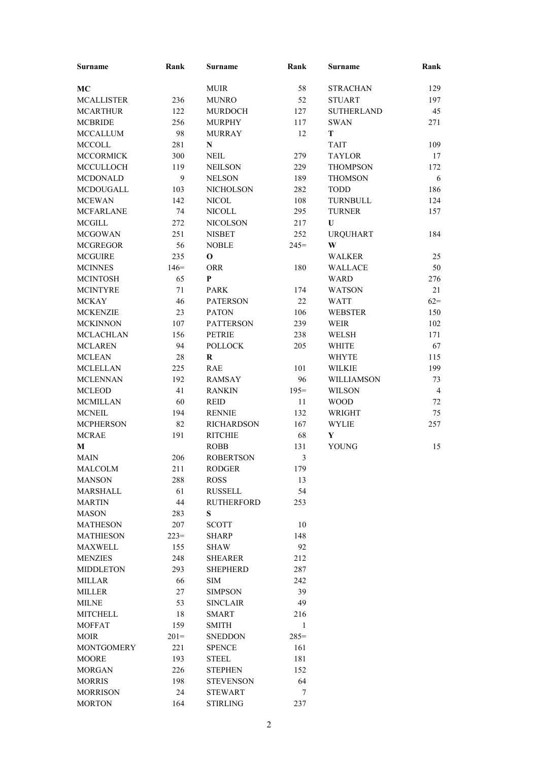| Surname | Rank |
|---|---|
| **MC** | |
| MCALLISTER | 236 |
| MCARTHUR | 122 |
| MCBRIDE | 256 |
| MCCALLUM | 98 |
| MCCOLL | 281 |
| MCCORMICK | 300 |
| MCCULLOCH | 119 |
| MCDONALD | 9 |
| MCDOUGALL | 103 |
| MCEWAN | 142 |
| MCFARLANE | 74 |
| MCGILL | 272 |
| MCGOWAN | 251 |
| MCGREGOR | 56 |
| MCGUIRE | 235 |
| MCINNES | 146= |
| MCINTOSH | 65 |
| MCINTYRE | 71 |
| MCKAY | 46 |
| MCKENZIE | 23 |
| MCKINNON | 107 |
| MCLACHLAN | 156 |
| MCLAREN | 94 |
| MCLEAN | 28 |
| MCLELLAN | 225 |
| MCLENNAN | 192 |
| MCLEOD | 41 |
| MCMILLAN | 60 |
| MCNEIL | 194 |
| MCPHERSON | 82 |
| MCRAE | 191 |
| **M** | |
| MAIN | 206 |
| MALCOLM | 211 |
| MANSON | 288 |
| MARSHALL | 61 |
| MARTIN | 44 |
| MASON | 283 |
| MATHESON | 207 |
| MATHIESON | 223= |
| MAXWELL | 155 |
| MENZIES | 248 |
| MIDDLETON | 293 |
| MILLAR | 66 |
| MILLER | 27 |
| MILNE | 53 |
| MITCHELL | 18 |
| MOFFAT | 159 |
| MOIR | 201= |
| MONTGOMERY | 221 |
| MOORE | 193 |
| MORGAN | 226 |
| MORRIS | 198 |
| MORRISON | 24 |
| MORTON | 164 |
| MUIR | 58 |
| MUNRO | 52 |
| MURDOCH | 127 |
| MURPHY | 117 |
| MURRAY | 12 |
| **N** | |
| NEIL | 279 |
| NEILSON | 229 |
| NELSON | 189 |
| NICHOLSON | 282 |
| NICOL | 108 |
| NICOLL | 295 |
| NICOLSON | 217 |
| NISBET | 252 |
| NOBLE | 245= |
| **O** | |
| ORR | 180 |
| **P** | |
| PARK | 174 |
| PATERSON | 22 |
| PATON | 106 |
| PATTERSON | 239 |
| PETRIE | 238 |
| POLLOCK | 205 |
| **R** | |
| RAE | 101 |
| RAMSAY | 96 |
| RANKIN | 195= |
| REID | 11 |
| RENNIE | 132 |
| RICHARDSON | 167 |
| RITCHIE | 68 |
| ROBB | 131 |
| ROBERTSON | 3 |
| RODGER | 179 |
| ROSS | 13 |
| RUSSELL | 54 |
| RUTHERFORD | 253 |
| **S** | |
| SCOTT | 10 |
| SHARP | 148 |
| SHAW | 92 |
| SHEARER | 212 |
| SHEPHERD | 287 |
| SIM | 242 |
| SIMPSON | 39 |
| SINCLAIR | 49 |
| SMART | 216 |
| SMITH | 1 |
| SNEDDON | 285= |
| SPENCE | 161 |
| STEEL | 181 |
| STEPHEN | 152 |
| STEVENSON | 64 |
| STEWART | 7 |
| STIRLING | 237 |
| STRACHAN | 129 |
| STUART | 197 |
| SUTHERLAND | 45 |
| SWAN | 271 |
| **T** | |
| TAIT | 109 |
| TAYLOR | 17 |
| THOMPSON | 172 |
| THOMSON | 6 |
| TODD | 186 |
| TURNBULL | 124 |
| TURNER | 157 |
| **U** | |
| URQUHART | 184 |
| **W** | |
| WALKER | 25 |
| WALLACE | 50 |
| WARD | 276 |
| WATSON | 21 |
| WATT | 62= |
| WEBSTER | 150 |
| WEIR | 102 |
| WELSH | 171 |
| WHITE | 67 |
| WHYTE | 115 |
| WILKIE | 199 |
| WILLIAMSON | 73 |
| WILSON | 4 |
| WOOD | 72 |
| WRIGHT | 75 |
| WYLIE | 257 |
| **Y** | |
| YOUNG | 15 |